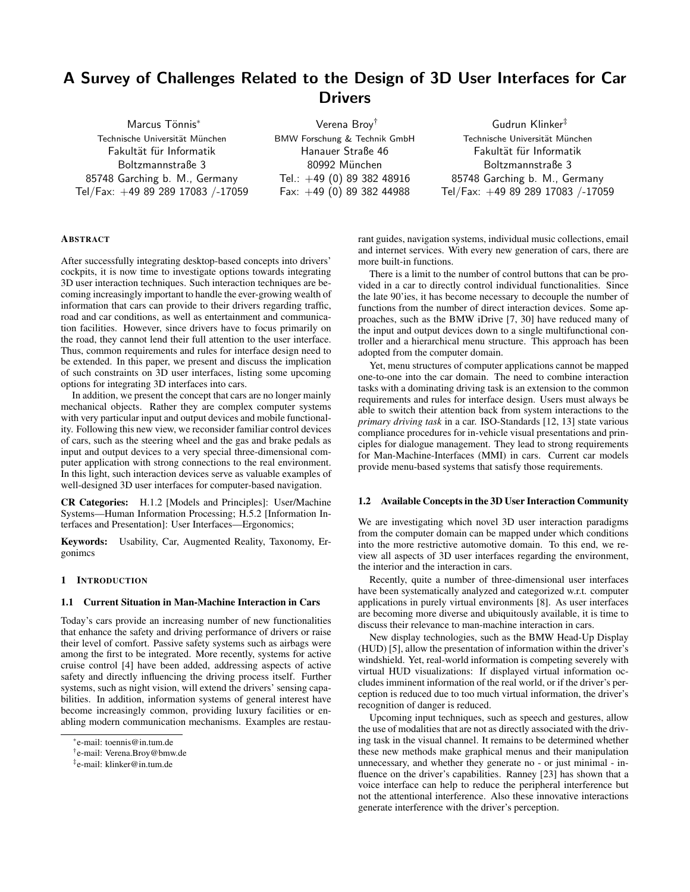# A Survey of Challenges Related to the Design of 3D User Interfaces for Car Drivers

Marcus Tönnis[*]
Technische Universität München
Fakultät für Informatik
Boltzmannstraße 3
85748 Garching b. M., Germany
Tel/Fax: +49 89 289 17083 /-17059

Verena Broy[†]
BMW Forschung & Technik GmbH
Hanauer Straße 46
80992 München
Tel.: +49 (0) 89 382 48916
Fax: +49 (0) 89 382 44988

Gudrun Klinker[‡]
Technische Universität München
Fakultät für Informatik
Boltzmannstraße 3
85748 Garching b. M., Germany
Tel/Fax: +49 89 289 17083 /-17059

## Abstract

After successfully integrating desktop-based concepts into drivers' cockpits, it is now time to investigate options towards integrating 3D user interaction techniques. Such interaction techniques are becoming increasingly important to handle the ever-growing wealth of information that cars can provide to their drivers regarding traffic, road and car conditions, as well as entertainment and communication facilities. However, since drivers have to focus primarily on the road, they cannot lend their full attention to the user interface. Thus, common requirements and rules for interface design need to be extended. In this paper, we present and discuss the implication of such constraints on 3D user interfaces, listing some upcoming options for integrating 3D interfaces into cars.

In addition, we present the concept that cars are no longer mainly mechanical objects. Rather they are complex computer systems with very particular input and output devices and mobile functionality. Following this new view, we reconsider familiar control devices of cars, such as the steering wheel and the gas and brake pedals as input and output devices to a very special three-dimensional computer application with strong connections to the real environment. In this light, such interaction devices serve as valuable examples of well-designed 3D user interfaces for computer-based navigation.

**CR Categories:** H.1.2 [Models and Principles]: User/Machine Systems—Human Information Processing; H.5.2 [Information Interfaces and Presentation]: User Interfaces—Ergonomics;

**Keywords:** Usability, Car, Augmented Reality, Taxonomy, Ergonimcs

## 1 Introduction

### 1.1 Current Situation in Man-Machine Interaction in Cars

Today's cars provide an increasing number of new functionalities that enhance the safety and driving performance of drivers or raise their level of comfort. Passive safety systems such as airbags were among the first to be integrated. More recently, systems for active cruise control [4] have been added, addressing aspects of active safety and directly influencing the driving process itself. Further systems, such as night vision, will extend the drivers' sensing capabilities. In addition, information systems of general interest have become increasingly common, providing luxury facilities or enabling modern communication mechanisms. Examples are restaurant guides, navigation systems, individual music collections, email and internet services. With every new generation of cars, there are more built-in functions.

There is a limit to the number of control buttons that can be provided in a car to directly control individual functionalities. Since the late 90'ies, it has become necessary to decouple the number of functions from the number of direct interaction devices. Some approaches, such as the BMW iDrive [7, 30] have reduced many of the input and output devices down to a single multifunctional controller and a hierarchical menu structure. This approach has been adopted from the computer domain.

Yet, menu structures of computer applications cannot be mapped one-to-one into the car domain. The need to combine interaction tasks with a dominating driving task is an extension to the common requirements and rules for interface design. Users must always be able to switch their attention back from system interactions to the *primary driving task* in a car. ISO-Standards [12, 13] state various compliance procedures for in-vehicle visual presentations and principles for dialogue management. They lead to strong requirements for Man-Machine-Interfaces (MMI) in cars. Current car models provide menu-based systems that satisfy those requirements.

### 1.2 Available Concepts in the 3D User Interaction Community

We are investigating which novel 3D user interaction paradigms from the computer domain can be mapped under which conditions into the more restrictive automotive domain. To this end, we review all aspects of 3D user interfaces regarding the environment, the interior and the interaction in cars.

Recently, quite a number of three-dimensional user interfaces have been systematically analyzed and categorized w.r.t. computer applications in purely virtual environments [8]. As user interfaces are becoming more diverse and ubiquitously available, it is time to discuss their relevance to man-machine interaction in cars.

New display technologies, such as the BMW Head-Up Display (HUD) [5], allow the presentation of information within the driver's windshield. Yet, real-world information is competing severely with virtual HUD visualizations: If displayed virtual information occludes imminent information of the real world, or if the driver's perception is reduced due to too much virtual information, the driver's recognition of danger is reduced.

Upcoming input techniques, such as speech and gestures, allow the use of modalities that are not as directly associated with the driving task in the visual channel. It remains to be determined whether these new methods make graphical menus and their manipulation unnecessary, and whether they generate no - or just minimal - influence on the driver's capabilities. Ranney [23] has shown that a voice interface can help to reduce the peripheral interference but not the attentional interference. Also these innovative interactions generate interference with the driver's perception.

[*]e-mail: toennis@in.tum.de

[†]e-mail: Verena.Broy@bmw.de

[‡]e-mail: klinker@in.tum.de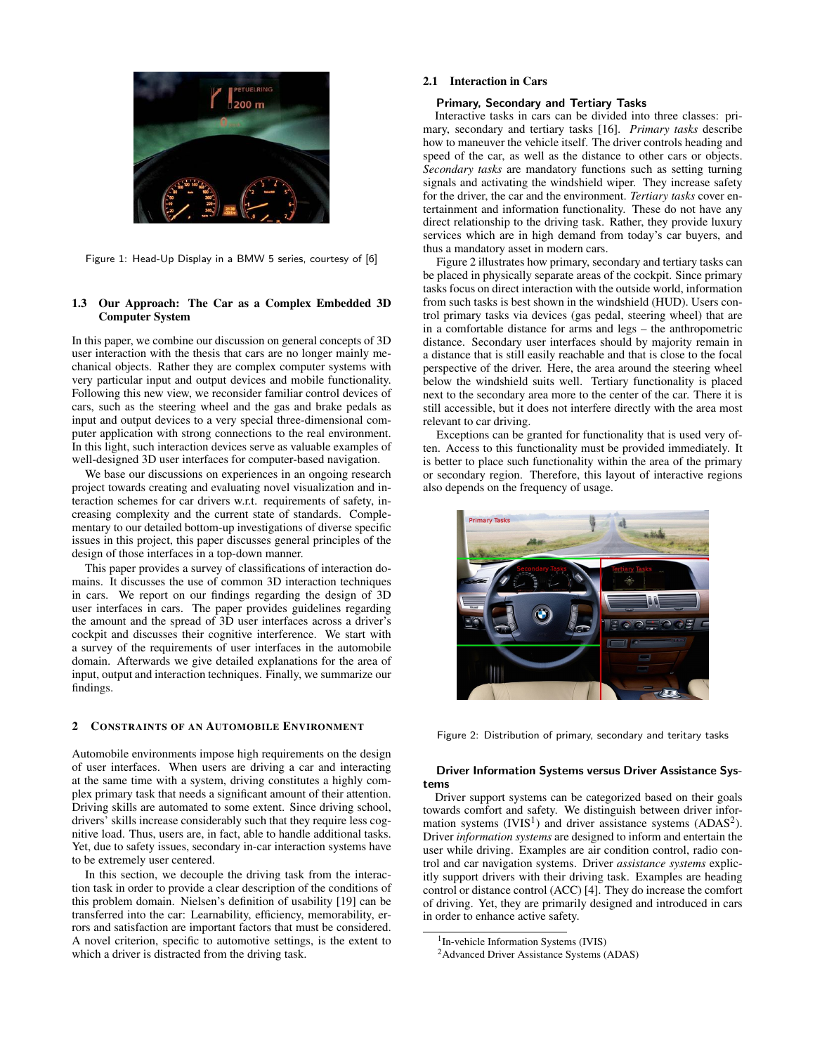Figure 1: Head-Up Display in a BMW 5 series, courtesy of [6]

### 1.3 Our Approach: The Car as a Complex Embedded 3D Computer System

In this paper, we combine our discussion on general concepts of 3D user interaction with the thesis that cars are no longer mainly mechanical objects. Rather they are complex computer systems with very particular input and output devices and mobile functionality. Following this new view, we reconsider familiar control devices of cars, such as the steering wheel and the gas and brake pedals as input and output devices to a very special three-dimensional computer application with strong connections to the real environment. In this light, such interaction devices serve as valuable examples of well-designed 3D user interfaces for computer-based navigation.

We base our discussions on experiences in an ongoing research project towards creating and evaluating novel visualization and interaction schemes for car drivers w.r.t. requirements of safety, increasing complexity and the current state of standards. Complementary to our detailed bottom-up investigations of diverse specific issues in this project, this paper discusses general principles of the design of those interfaces in a top-down manner.

This paper provides a survey of classifications of interaction domains. It discusses the use of common 3D interaction techniques in cars. We report on our findings regarding the design of 3D user interfaces in cars. The paper provides guidelines regarding the amount and the spread of 3D user interfaces across a driver's cockpit and discusses their cognitive interference. We start with a survey of the requirements of user interfaces in the automobile domain. Afterwards we give detailed explanations for the area of input, output and interaction techniques. Finally, we summarize our findings.

## 2 Constraints of an Automobile Environment

Automobile environments impose high requirements on the design of user interfaces. When users are driving a car and interacting at the same time with a system, driving constitutes a highly complex primary task that needs a significant amount of their attention. Driving skills are automated to some extent. Since driving school, drivers' skills increase considerably such that they require less cognitive load. Thus, users are, in fact, able to handle additional tasks. Yet, due to safety issues, secondary in-car interaction systems have to be extremely user centered.

In this section, we decouple the driving task from the interaction task in order to provide a clear description of the conditions of this problem domain. Nielsen's definition of usability [19] can be transferred into the car: Learnability, efficiency, memorability, errors and satisfaction are important factors that must be considered. A novel criterion, specific to automotive settings, is the extent to which a driver is distracted from the driving task.

### 2.1 Interaction in Cars

#### Primary, Secondary and Tertiary Tasks

Interactive tasks in cars can be divided into three classes: primary, secondary and tertiary tasks [16]. *Primary tasks* describe how to maneuver the vehicle itself. The driver controls heading and speed of the car, as well as the distance to other cars or objects. *Secondary tasks* are mandatory functions such as setting turning signals and activating the windshield wiper. They increase safety for the driver, the car and the environment. *Tertiary tasks* cover entertainment and information functionality. These do not have any direct relationship to the driving task. Rather, they provide luxury services which are in high demand from today's car buyers, and thus a mandatory asset in modern cars.

Figure 2 illustrates how primary, secondary and tertiary tasks can be placed in physically separate areas of the cockpit. Since primary tasks focus on direct interaction with the outside world, information from such tasks is best shown in the windshield (HUD). Users control primary tasks via devices (gas pedal, steering wheel) that are in a comfortable distance for arms and legs – the anthropometric distance. Secondary user interfaces should by majority remain in a distance that is still easily reachable and that is close to the focal perspective of the driver. Here, the area around the steering wheel below the windshield suits well. Tertiary functionality is placed next to the secondary area more to the center of the car. There it is still accessible, but it does not interfere directly with the area most relevant to car driving.

Exceptions can be granted for functionality that is used very often. Access to this functionality must be provided immediately. It is better to place such functionality within the area of the primary or secondary region. Therefore, this layout of interactive regions also depends on the frequency of usage.

Figure 2: Distribution of primary, secondary and teritary tasks

#### Driver Information Systems versus Driver Assistance Systems

Driver support systems can be categorized based on their goals towards comfort and safety. We distinguish between driver information systems (IVIS[1]) and driver assistance systems (ADAS[2]). Driver *information systems* are designed to inform and entertain the user while driving. Examples are air condition control, radio control and car navigation systems. Driver *assistance systems* explicitly support drivers with their driving task. Examples are heading control or distance control (ACC) [4]. They do increase the comfort of driving. Yet, they are primarily designed and introduced in cars in order to enhance active safety.

[1] In-vehicle Information Systems (IVIS)

[2] Advanced Driver Assistance Systems (ADAS)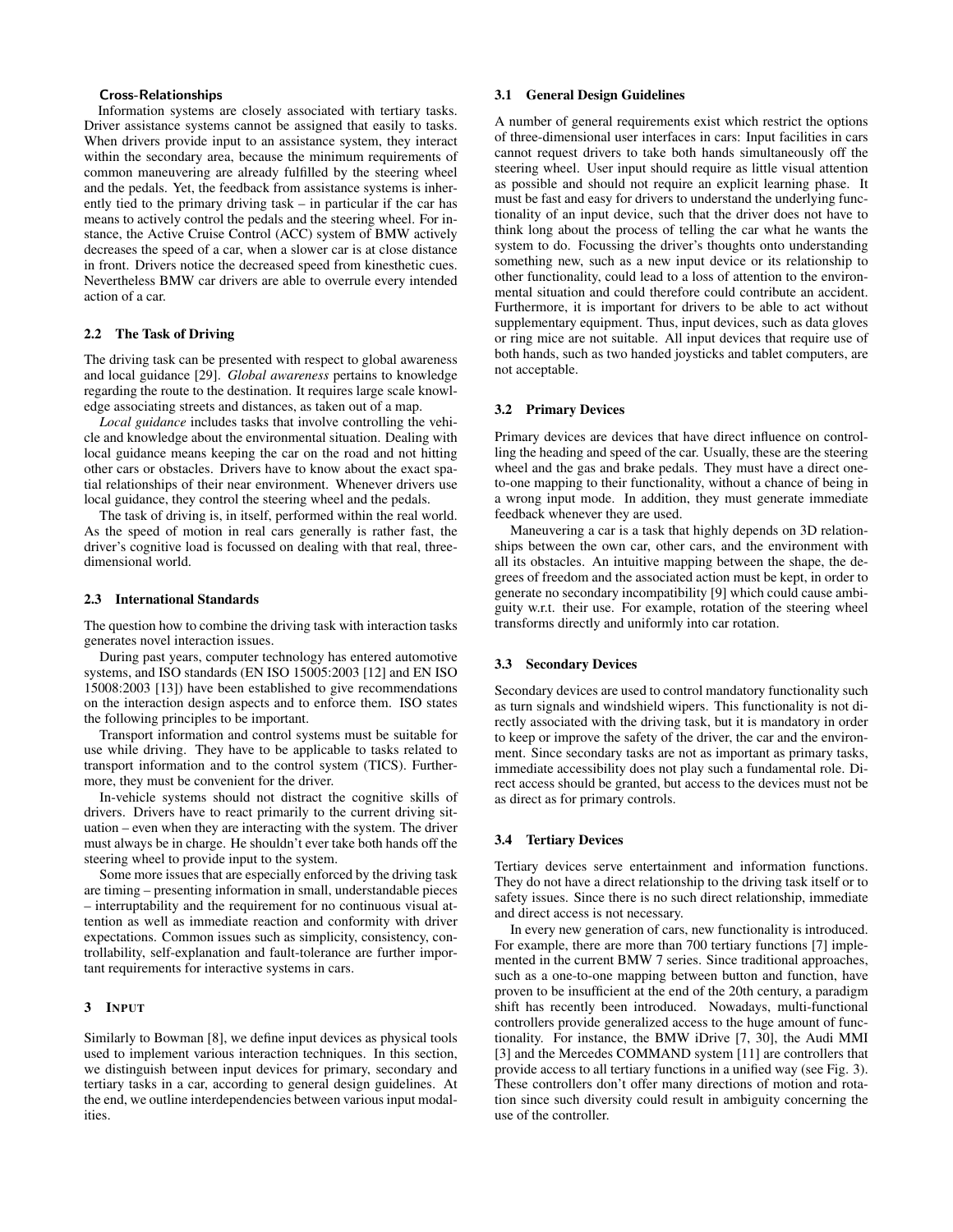#### Cross-Relationships

Information systems are closely associated with tertiary tasks. Driver assistance systems cannot be assigned that easily to tasks. When drivers provide input to an assistance system, they interact within the secondary area, because the minimum requirements of common maneuvering are already fulfilled by the steering wheel and the pedals. Yet, the feedback from assistance systems is inherently tied to the primary driving task – in particular if the car has means to actively control the pedals and the steering wheel. For instance, the Active Cruise Control (ACC) system of BMW actively decreases the speed of a car, when a slower car is at close distance in front. Drivers notice the decreased speed from kinesthetic cues. Nevertheless BMW car drivers are able to overrule every intended action of a car.

### 2.2 The Task of Driving

The driving task can be presented with respect to global awareness and local guidance [29]. *Global awareness* pertains to knowledge regarding the route to the destination. It requires large scale knowledge associating streets and distances, as taken out of a map.

*Local guidance* includes tasks that involve controlling the vehicle and knowledge about the environmental situation. Dealing with local guidance means keeping the car on the road and not hitting other cars or obstacles. Drivers have to know about the exact spatial relationships of their near environment. Whenever drivers use local guidance, they control the steering wheel and the pedals.

The task of driving is, in itself, performed within the real world. As the speed of motion in real cars generally is rather fast, the driver's cognitive load is focussed on dealing with that real, three-dimensional world.

### 2.3 International Standards

The question how to combine the driving task with interaction tasks generates novel interaction issues.

During past years, computer technology has entered automotive systems, and ISO standards (EN ISO 15005:2003 [12] and EN ISO 15008:2003 [13]) have been established to give recommendations on the interaction design aspects and to enforce them. ISO states the following principles to be important.

Transport information and control systems must be suitable for use while driving. They have to be applicable to tasks related to transport information and to the control system (TICS). Furthermore, they must be convenient for the driver.

In-vehicle systems should not distract the cognitive skills of drivers. Drivers have to react primarily to the current driving situation – even when they are interacting with the system. The driver must always be in charge. He shouldn't ever take both hands off the steering wheel to provide input to the system.

Some more issues that are especially enforced by the driving task are timing – presenting information in small, understandable pieces – interruptability and the requirement for no continuous visual attention as well as immediate reaction and conformity with driver expectations. Common issues such as simplicity, consistency, controllability, self-explanation and fault-tolerance are further important requirements for interactive systems in cars.

## 3 Input

Similarly to Bowman [8], we define input devices as physical tools used to implement various interaction techniques. In this section, we distinguish between input devices for primary, secondary and tertiary tasks in a car, according to general design guidelines. At the end, we outline interdependencies between various input modalities.

### 3.1 General Design Guidelines

A number of general requirements exist which restrict the options of three-dimensional user interfaces in cars: Input facilities in cars cannot request drivers to take both hands simultaneously off the steering wheel. User input should require as little visual attention as possible and should not require an explicit learning phase. It must be fast and easy for drivers to understand the underlying functionality of an input device, such that the driver does not have to think long about the process of telling the car what he wants the system to do. Focussing the driver's thoughts onto understanding something new, such as a new input device or its relationship to other functionality, could lead to a loss of attention to the environmental situation and could therefore could contribute an accident. Furthermore, it is important for drivers to be able to act without supplementary equipment. Thus, input devices, such as data gloves or ring mice are not suitable. All input devices that require use of both hands, such as two handed joysticks and tablet computers, are not acceptable.

### 3.2 Primary Devices

Primary devices are devices that have direct influence on controlling the heading and speed of the car. Usually, these are the steering wheel and the gas and brake pedals. They must have a direct one-to-one mapping to their functionality, without a chance of being in a wrong input mode. In addition, they must generate immediate feedback whenever they are used.

Maneuvering a car is a task that highly depends on 3D relationships between the own car, other cars, and the environment with all its obstacles. An intuitive mapping between the shape, the degrees of freedom and the associated action must be kept, in order to generate no secondary incompatibility [9] which could cause ambiguity w.r.t. their use. For example, rotation of the steering wheel transforms directly and uniformly into car rotation.

### 3.3 Secondary Devices

Secondary devices are used to control mandatory functionality such as turn signals and windshield wipers. This functionality is not directly associated with the driving task, but it is mandatory in order to keep or improve the safety of the driver, the car and the environment. Since secondary tasks are not as important as primary tasks, immediate accessibility does not play such a fundamental role. Direct access should be granted, but access to the devices must not be as direct as for primary controls.

### 3.4 Tertiary Devices

Tertiary devices serve entertainment and information functions. They do not have a direct relationship to the driving task itself or to safety issues. Since there is no such direct relationship, immediate and direct access is not necessary.

In every new generation of cars, new functionality is introduced. For example, there are more than 700 tertiary functions [7] implemented in the current BMW 7 series. Since traditional approaches, such as a one-to-one mapping between button and function, have proven to be insufficient at the end of the 20th century, a paradigm shift has recently been introduced. Nowadays, multi-functional controllers provide generalized access to the huge amount of functionality. For instance, the BMW iDrive [7, 30], the Audi MMI [3] and the Mercedes COMMAND system [11] are controllers that provide access to all tertiary functions in a unified way (see Fig. 3). These controllers don't offer many directions of motion and rotation since such diversity could result in ambiguity concerning the use of the controller.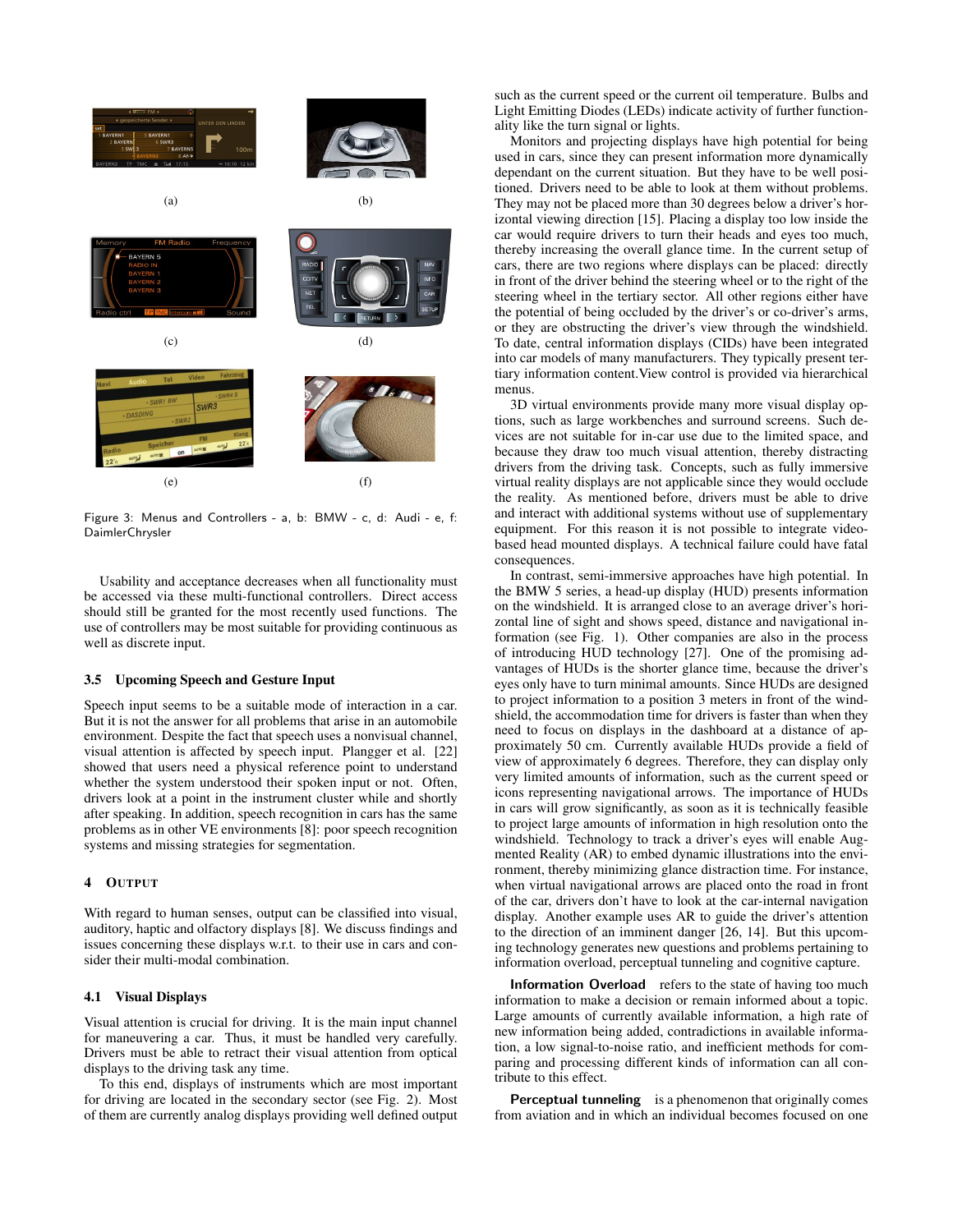(a) (b)

(c) (d)

(e) (f)

Figure 3: Menus and Controllers - a, b: BMW - c, d: Audi - e, f: DaimlerChrysler

Usability and acceptance decreases when all functionality must be accessed via these multi-functional controllers. Direct access should still be granted for the most recently used functions. The use of controllers may be most suitable for providing continuous as well as discrete input.

### 3.5 Upcoming Speech and Gesture Input

Speech input seems to be a suitable mode of interaction in a car. But it is not the answer for all problems that arise in an automobile environment. Despite the fact that speech uses a nonvisual channel, visual attention is affected by speech input. Plangger et al. [22] showed that users need a physical reference point to understand whether the system understood their spoken input or not. Often, drivers look at a point in the instrument cluster while and shortly after speaking. In addition, speech recognition in cars has the same problems as in other VE environments [8]: poor speech recognition systems and missing strategies for segmentation.

## 4 Output

With regard to human senses, output can be classified into visual, auditory, haptic and olfactory displays [8]. We discuss findings and issues concerning these displays w.r.t. to their use in cars and consider their multi-modal combination.

### 4.1 Visual Displays

Visual attention is crucial for driving. It is the main input channel for maneuvering a car. Thus, it must be handled very carefully. Drivers must be able to retract their visual attention from optical displays to the driving task any time.

To this end, displays of instruments which are most important for driving are located in the secondary sector (see Fig. 2). Most of them are currently analog displays providing well defined output such as the current speed or the current oil temperature. Bulbs and Light Emitting Diodes (LEDs) indicate activity of further functionality like the turn signal or lights.

Monitors and projecting displays have high potential for being used in cars, since they can present information more dynamically dependant on the current situation. But they have to be well positioned. Drivers need to be able to look at them without problems. They may not be placed more than 30 degrees below a driver's horizontal viewing direction [15]. Placing a display too low inside the car would require drivers to turn their heads and eyes too much, thereby increasing the overall glance time. In the current setup of cars, there are two regions where displays can be placed: directly in front of the driver behind the steering wheel or to the right of the steering wheel in the tertiary sector. All other regions either have the potential of being occluded by the driver's or co-driver's arms, or they are obstructing the driver's view through the windshield. To date, central information displays (CIDs) have been integrated into car models of many manufacturers. They typically present tertiary information content.View control is provided via hierarchical menus.

3D virtual environments provide many more visual display options, such as large workbenches and surround screens. Such devices are not suitable for in-car use due to the limited space, and because they draw too much visual attention, thereby distracting drivers from the driving task. Concepts, such as fully immersive virtual reality displays are not applicable since they would occlude the reality. As mentioned before, drivers must be able to drive and interact with additional systems without use of supplementary equipment. For this reason it is not possible to integrate video-based head mounted displays. A technical failure could have fatal consequences.

In contrast, semi-immersive approaches have high potential. In the BMW 5 series, a head-up display (HUD) presents information on the windshield. It is arranged close to an average driver's horizontal line of sight and shows speed, distance and navigational information (see Fig. 1). Other companies are also in the process of introducing HUD technology [27]. One of the promising advantages of HUDs is the shorter glance time, because the driver's eyes only have to turn minimal amounts. Since HUDs are designed to project information to a position 3 meters in front of the windshield, the accommodation time for drivers is faster than when they need to focus on displays in the dashboard at a distance of approximately 50 cm. Currently available HUDs provide a field of view of approximately 6 degrees. Therefore, they can display only very limited amounts of information, such as the current speed or icons representing navigational arrows. The importance of HUDs in cars will grow significantly, as soon as it is technically feasible to project large amounts of information in high resolution onto the windshield. Technology to track a driver's eyes will enable Augmented Reality (AR) to embed dynamic illustrations into the environment, thereby minimizing glance distraction time. For instance, when virtual navigational arrows are placed onto the road in front of the car, drivers don't have to look at the car-internal navigation display. Another example uses AR to guide the driver's attention to the direction of an imminent danger [26, 14]. But this upcoming technology generates new questions and problems pertaining to information overload, perceptual tunneling and cognitive capture.

**Information Overload** refers to the state of having too much information to make a decision or remain informed about a topic. Large amounts of currently available information, a high rate of new information being added, contradictions in available information, a low signal-to-noise ratio, and inefficient methods for comparing and processing different kinds of information can all contribute to this effect.

**Perceptual tunneling** is a phenomenon that originally comes from aviation and in which an individual becomes focused on one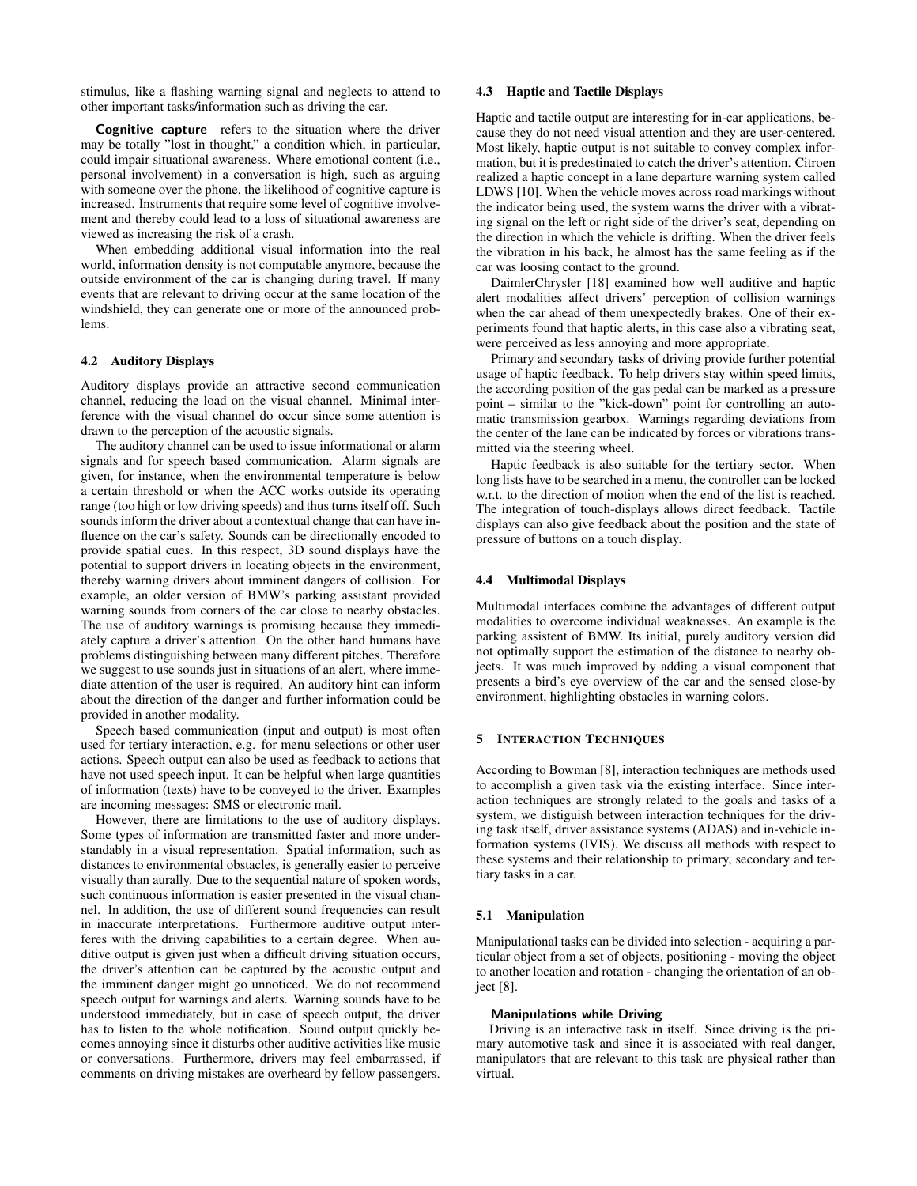stimulus, like a flashing warning signal and neglects to attend to other important tasks/information such as driving the car.

**Cognitive capture** refers to the situation where the driver may be totally "lost in thought," a condition which, in particular, could impair situational awareness. Where emotional content (i.e., personal involvement) in a conversation is high, such as arguing with someone over the phone, the likelihood of cognitive capture is increased. Instruments that require some level of cognitive involvement and thereby could lead to a loss of situational awareness are viewed as increasing the risk of a crash.

When embedding additional visual information into the real world, information density is not computable anymore, because the outside environment of the car is changing during travel. If many events that are relevant to driving occur at the same location of the windshield, they can generate one or more of the announced problems.

### 4.2 Auditory Displays

Auditory displays provide an attractive second communication channel, reducing the load on the visual channel. Minimal interference with the visual channel do occur since some attention is drawn to the perception of the acoustic signals.

The auditory channel can be used to issue informational or alarm signals and for speech based communication. Alarm signals are given, for instance, when the environmental temperature is below a certain threshold or when the ACC works outside its operating range (too high or low driving speeds) and thus turns itself off. Such sounds inform the driver about a contextual change that can have influence on the car's safety. Sounds can be directionally encoded to provide spatial cues. In this respect, 3D sound displays have the potential to support drivers in locating objects in the environment, thereby warning drivers about imminent dangers of collision. For example, an older version of BMW's parking assistant provided warning sounds from corners of the car close to nearby obstacles. The use of auditory warnings is promising because they immediately capture a driver's attention. On the other hand humans have problems distinguishing between many different pitches. Therefore we suggest to use sounds just in situations of an alert, where immediate attention of the user is required. An auditory hint can inform about the direction of the danger and further information could be provided in another modality.

Speech based communication (input and output) is most often used for tertiary interaction, e.g. for menu selections or other user actions. Speech output can also be used as feedback to actions that have not used speech input. It can be helpful when large quantities of information (texts) have to be conveyed to the driver. Examples are incoming messages: SMS or electronic mail.

However, there are limitations to the use of auditory displays. Some types of information are transmitted faster and more understandably in a visual representation. Spatial information, such as distances to environmental obstacles, is generally easier to perceive visually than aurally. Due to the sequential nature of spoken words, such continuous information is easier presented in the visual channel. In addition, the use of different sound frequencies can result in inaccurate interpretations. Furthermore auditive output interferes with the driving capabilities to a certain degree. When auditive output is given just when a difficult driving situation occurs, the driver's attention can be captured by the acoustic output and the imminent danger might go unnoticed. We do not recommend speech output for warnings and alerts. Warning sounds have to be understood immediately, but in case of speech output, the driver has to listen to the whole notification. Sound output quickly becomes annoying since it disturbs other auditive activities like music or conversations. Furthermore, drivers may feel embarrassed, if comments on driving mistakes are overheard by fellow passengers.

### 4.3 Haptic and Tactile Displays

Haptic and tactile output are interesting for in-car applications, because they do not need visual attention and they are user-centered. Most likely, haptic output is not suitable to convey complex information, but it is predestinated to catch the driver's attention. Citroen realized a haptic concept in a lane departure warning system called LDWS [10]. When the vehicle moves across road markings without the indicator being used, the system warns the driver with a vibrating signal on the left or right side of the driver's seat, depending on the direction in which the vehicle is drifting. When the driver feels the vibration in his back, he almost has the same feeling as if the car was loosing contact to the ground.

DaimlerChrysler [18] examined how well auditive and haptic alert modalities affect drivers' perception of collision warnings when the car ahead of them unexpectedly brakes. One of their experiments found that haptic alerts, in this case also a vibrating seat, were perceived as less annoying and more appropriate.

Primary and secondary tasks of driving provide further potential usage of haptic feedback. To help drivers stay within speed limits, the according position of the gas pedal can be marked as a pressure point – similar to the "kick-down" point for controlling an automatic transmission gearbox. Warnings regarding deviations from the center of the lane can be indicated by forces or vibrations transmitted via the steering wheel.

Haptic feedback is also suitable for the tertiary sector. When long lists have to be searched in a menu, the controller can be locked w.r.t. to the direction of motion when the end of the list is reached. The integration of touch-displays allows direct feedback. Tactile displays can also give feedback about the position and the state of pressure of buttons on a touch display.

### 4.4 Multimodal Displays

Multimodal interfaces combine the advantages of different output modalities to overcome individual weaknesses. An example is the parking assistent of BMW. Its initial, purely auditory version did not optimally support the estimation of the distance to nearby objects. It was much improved by adding a visual component that presents a bird's eye overview of the car and the sensed close-by environment, highlighting obstacles in warning colors.

## 5 Interaction Techniques

According to Bowman [8], interaction techniques are methods used to accomplish a given task via the existing interface. Since interaction techniques are strongly related to the goals and tasks of a system, we distiguish between interaction techniques for the driving task itself, driver assistance systems (ADAS) and in-vehicle information systems (IVIS). We discuss all methods with respect to these systems and their relationship to primary, secondary and tertiary tasks in a car.

### 5.1 Manipulation

Manipulational tasks can be divided into selection - acquiring a particular object from a set of objects, positioning - moving the object to another location and rotation - changing the orientation of an object [8].

#### Manipulations while Driving

Driving is an interactive task in itself. Since driving is the primary automotive task and since it is associated with real danger, manipulators that are relevant to this task are physical rather than virtual.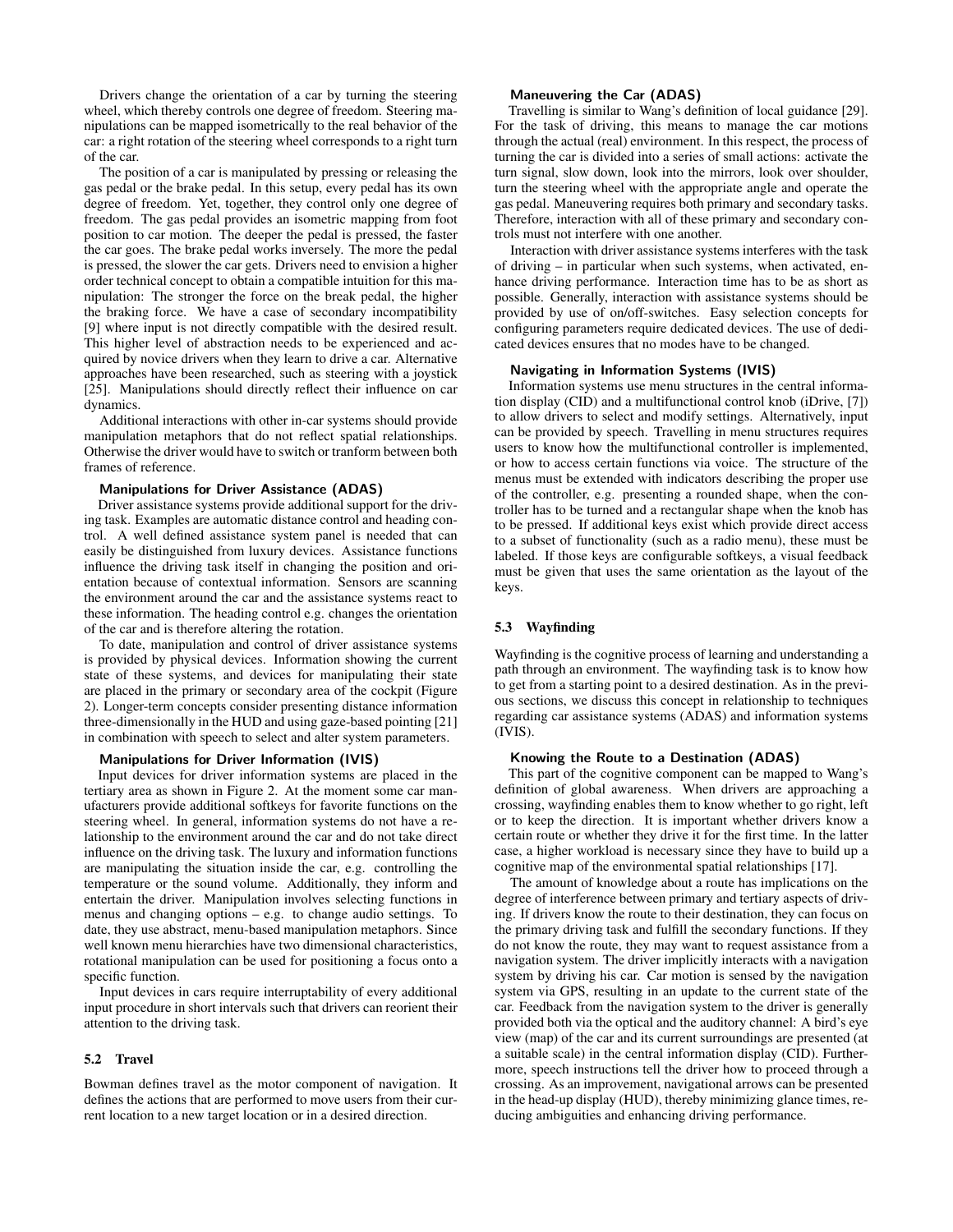Drivers change the orientation of a car by turning the steering wheel, which thereby controls one degree of freedom. Steering manipulations can be mapped isometrically to the real behavior of the car: a right rotation of the steering wheel corresponds to a right turn of the car.

The position of a car is manipulated by pressing or releasing the gas pedal or the brake pedal. In this setup, every pedal has its own degree of freedom. Yet, together, they control only one degree of freedom. The gas pedal provides an isometric mapping from foot position to car motion. The deeper the pedal is pressed, the faster the car goes. The brake pedal works inversely. The more the pedal is pressed, the slower the car gets. Drivers need to envision a higher order technical concept to obtain a compatible intuition for this manipulation: The stronger the force on the break pedal, the higher the braking force. We have a case of secondary incompatibility [9] where input is not directly compatible with the desired result. This higher level of abstraction needs to be experienced and acquired by novice drivers when they learn to drive a car. Alternative approaches have been researched, such as steering with a joystick [25]. Manipulations should directly reflect their influence on car dynamics.

Additional interactions with other in-car systems should provide manipulation metaphors that do not reflect spatial relationships. Otherwise the driver would have to switch or tranform between both frames of reference.

#### Manipulations for Driver Assistance (ADAS)

Driver assistance systems provide additional support for the driving task. Examples are automatic distance control and heading control. A well defined assistance system panel is needed that can easily be distinguished from luxury devices. Assistance functions influence the driving task itself in changing the position and orientation because of contextual information. Sensors are scanning the environment around the car and the assistance systems react to these information. The heading control e.g. changes the orientation of the car and is therefore altering the rotation.

To date, manipulation and control of driver assistance systems is provided by physical devices. Information showing the current state of these systems, and devices for manipulating their state are placed in the primary or secondary area of the cockpit (Figure 2). Longer-term concepts consider presenting distance information three-dimensionally in the HUD and using gaze-based pointing [21] in combination with speech to select and alter system parameters.

#### Manipulations for Driver Information (IVIS)

Input devices for driver information systems are placed in the tertiary area as shown in Figure 2. At the moment some car manufacturers provide additional softkeys for favorite functions on the steering wheel. In general, information systems do not have a relationship to the environment around the car and do not take direct influence on the driving task. The luxury and information functions are manipulating the situation inside the car, e.g. controlling the temperature or the sound volume. Additionally, they inform and entertain the driver. Manipulation involves selecting functions in menus and changing options – e.g. to change audio settings. To date, they use abstract, menu-based manipulation metaphors. Since well known menu hierarchies have two dimensional characteristics, rotational manipulation can be used for positioning a focus onto a specific function.

Input devices in cars require interruptability of every additional input procedure in short intervals such that drivers can reorient their attention to the driving task.

### 5.2 Travel

Bowman defines travel as the motor component of navigation. It defines the actions that are performed to move users from their current location to a new target location or in a desired direction.

#### Maneuvering the Car (ADAS)

Travelling is similar to Wang's definition of local guidance [29]. For the task of driving, this means to manage the car motions through the actual (real) environment. In this respect, the process of turning the car is divided into a series of small actions: activate the turn signal, slow down, look into the mirrors, look over shoulder, turn the steering wheel with the appropriate angle and operate the gas pedal. Maneuvering requires both primary and secondary tasks. Therefore, interaction with all of these primary and secondary controls must not interfere with one another.

Interaction with driver assistance systems interferes with the task of driving – in particular when such systems, when activated, enhance driving performance. Interaction time has to be as short as possible. Generally, interaction with assistance systems should be provided by use of on/off-switches. Easy selection concepts for configuring parameters require dedicated devices. The use of dedicated devices ensures that no modes have to be changed.

#### Navigating in Information Systems (IVIS)

Information systems use menu structures in the central information display (CID) and a multifunctional control knob (iDrive, [7]) to allow drivers to select and modify settings. Alternatively, input can be provided by speech. Travelling in menu structures requires users to know how the multifunctional controller is implemented, or how to access certain functions via voice. The structure of the menus must be extended with indicators describing the proper use of the controller, e.g. presenting a rounded shape, when the controller has to be turned and a rectangular shape when the knob has to be pressed. If additional keys exist which provide direct access to a subset of functionality (such as a radio menu), these must be labeled. If those keys are configurable softkeys, a visual feedback must be given that uses the same orientation as the layout of the keys.

### 5.3 Wayfinding

Wayfinding is the cognitive process of learning and understanding a path through an environment. The wayfinding task is to know how to get from a starting point to a desired destination. As in the previous sections, we discuss this concept in relationship to techniques regarding car assistance systems (ADAS) and information systems (IVIS).

#### Knowing the Route to a Destination (ADAS)

This part of the cognitive component can be mapped to Wang's definition of global awareness. When drivers are approaching a crossing, wayfinding enables them to know whether to go right, left or to keep the direction. It is important whether drivers know a certain route or whether they drive it for the first time. In the latter case, a higher workload is necessary since they have to build up a cognitive map of the environmental spatial relationships [17].

The amount of knowledge about a route has implications on the degree of interference between primary and tertiary aspects of driving. If drivers know the route to their destination, they can focus on the primary driving task and fulfill the secondary functions. If they do not know the route, they may want to request assistance from a navigation system. The driver implicitly interacts with a navigation system by driving his car. Car motion is sensed by the navigation system via GPS, resulting in an update to the current state of the car. Feedback from the navigation system to the driver is generally provided both via the optical and the auditory channel: A bird's eye view (map) of the car and its current surroundings are presented (at a suitable scale) in the central information display (CID). Furthermore, speech instructions tell the driver how to proceed through a crossing. As an improvement, navigational arrows can be presented in the head-up display (HUD), thereby minimizing glance times, reducing ambiguities and enhancing driving performance.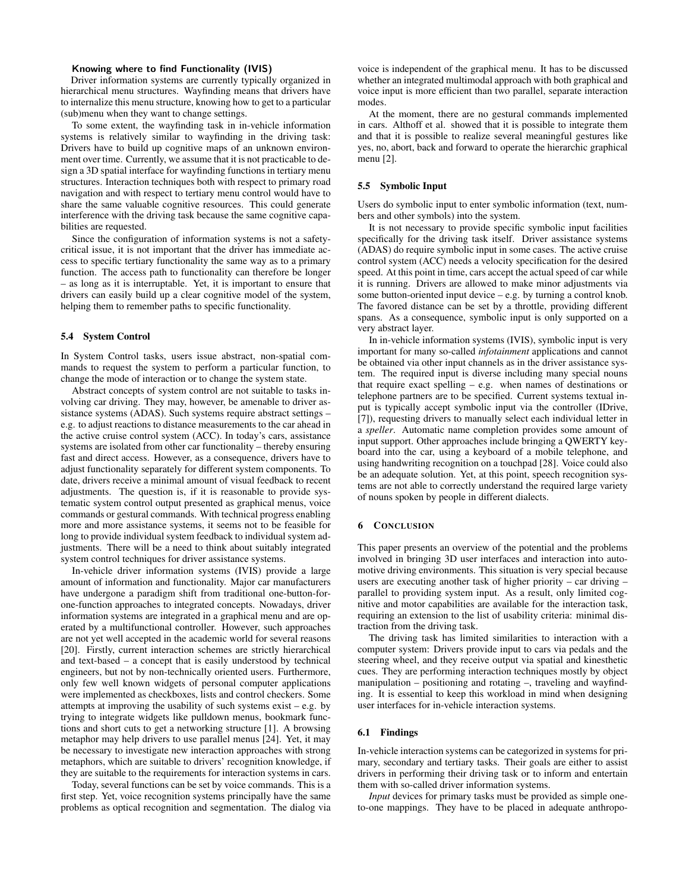**Knowing where to find Functionality (IVIS)**

Driver information systems are currently typically organized in hierarchical menu structures. Wayfinding means that drivers have to internalize this menu structure, knowing how to get to a particular (sub)menu when they want to change settings.

To some extent, the wayfinding task in in-vehicle information systems is relatively similar to wayfinding in the driving task: Drivers have to build up cognitive maps of an unknown environment over time. Currently, we assume that it is not practicable to design a 3D spatial interface for wayfinding functions in tertiary menu structures. Interaction techniques both with respect to primary road navigation and with respect to tertiary menu control would have to share the same valuable cognitive resources. This could generate interference with the driving task because the same cognitive capabilities are requested.

Since the configuration of information systems is not a safety-critical issue, it is not important that the driver has immediate access to specific tertiary functionality the same way as to a primary function. The access path to functionality can therefore be longer – as long as it is interruptable. Yet, it is important to ensure that drivers can easily build up a clear cognitive model of the system, helping them to remember paths to specific functionality.

### 5.4 System Control

In System Control tasks, users issue abstract, non-spatial commands to request the system to perform a particular function, to change the mode of interaction or to change the system state.

Abstract concepts of system control are not suitable to tasks involving car driving. They may, however, be amenable to driver assistance systems (ADAS). Such systems require abstract settings – e.g. to adjust reactions to distance measurements to the car ahead in the active cruise control system (ACC). In today's cars, assistance systems are isolated from other car functionality – thereby ensuring fast and direct access. However, as a consequence, drivers have to adjust functionality separately for different system components. To date, drivers receive a minimal amount of visual feedback to recent adjustments. The question is, if it is reasonable to provide systematic system control output presented as graphical menus, voice commands or gestural commands. With technical progress enabling more and more assistance systems, it seems not to be feasible for long to provide individual system feedback to individual system adjustments. There will be a need to think about suitably integrated system control techniques for driver assistance systems.

In-vehicle driver information systems (IVIS) provide a large amount of information and functionality. Major car manufacturers have undergone a paradigm shift from traditional one-button-for-one-function approaches to integrated concepts. Nowadays, driver information systems are integrated in a graphical menu and are operated by a multifunctional controller. However, such approaches are not yet well accepted in the academic world for several reasons [20]. Firstly, current interaction schemes are strictly hierarchical and text-based – a concept that is easily understood by technical engineers, but not by non-technically oriented users. Furthermore, only few well known widgets of personal computer applications were implemented as checkboxes, lists and control checkers. Some attempts at improving the usability of such systems exist – e.g. by trying to integrate widgets like pulldown menus, bookmark functions and short cuts to get a networking structure [1]. A browsing metaphor may help drivers to use parallel menus [24]. Yet, it may be necessary to investigate new interaction approaches with strong metaphors, which are suitable to drivers' recognition knowledge, if they are suitable to the requirements for interaction systems in cars.

Today, several functions can be set by voice commands. This is a first step. Yet, voice recognition systems principally have the same problems as optical recognition and segmentation. The dialog via voice is independent of the graphical menu. It has to be discussed whether an integrated multimodal approach with both graphical and voice input is more efficient than two parallel, separate interaction modes.

At the moment, there are no gestural commands implemented in cars. Althoff et al. showed that it is possible to integrate them and that it is possible to realize several meaningful gestures like yes, no, abort, back and forward to operate the hierarchic graphical menu [2].

### 5.5 Symbolic Input

Users do symbolic input to enter symbolic information (text, numbers and other symbols) into the system.

It is not necessary to provide specific symbolic input facilities specifically for the driving task itself. Driver assistance systems (ADAS) do require symbolic input in some cases. The active cruise control system (ACC) needs a velocity specification for the desired speed. At this point in time, cars accept the actual speed of car while it is running. Drivers are allowed to make minor adjustments via some button-oriented input device – e.g. by turning a control knob. The favored distance can be set by a throttle, providing different spans. As a consequence, symbolic input is only supported on a very abstract layer.

In in-vehicle information systems (IVIS), symbolic input is very important for many so-called *infotainment* applications and cannot be obtained via other input channels as in the driver assistance system. The required input is diverse including many special nouns that require exact spelling – e.g. when names of destinations or telephone partners are to be specified. Current systems textual input is typically accept symbolic input via the controller (IDrive, [7]), requesting drivers to manually select each individual letter in a *speller*. Automatic name completion provides some amount of input support. Other approaches include bringing a QWERTY keyboard into the car, using a keyboard of a mobile telephone, and using handwriting recognition on a touchpad [28]. Voice could also be an adequate solution. Yet, at this point, speech recognition systems are not able to correctly understand the required large variety of nouns spoken by people in different dialects.

## 6 Conclusion

This paper presents an overview of the potential and the problems involved in bringing 3D user interfaces and interaction into automotive driving environments. This situation is very special because users are executing another task of higher priority – car driving – parallel to providing system input. As a result, only limited cognitive and motor capabilities are available for the interaction task, requiring an extension to the list of usability criteria: minimal distraction from the driving task.

The driving task has limited similarities to interaction with a computer system: Drivers provide input to cars via pedals and the steering wheel, and they receive output via spatial and kinesthetic cues. They are performing interaction techniques mostly by object manipulation – positioning and rotating –, traveling and wayfinding. It is essential to keep this workload in mind when designing user interfaces for in-vehicle interaction systems.

### 6.1 Findings

In-vehicle interaction systems can be categorized in systems for primary, secondary and tertiary tasks. Their goals are either to assist drivers in performing their driving task or to inform and entertain them with so-called driver information systems.

*Input* devices for primary tasks must be provided as simple one-to-one mappings. They have to be placed in adequate anthropo-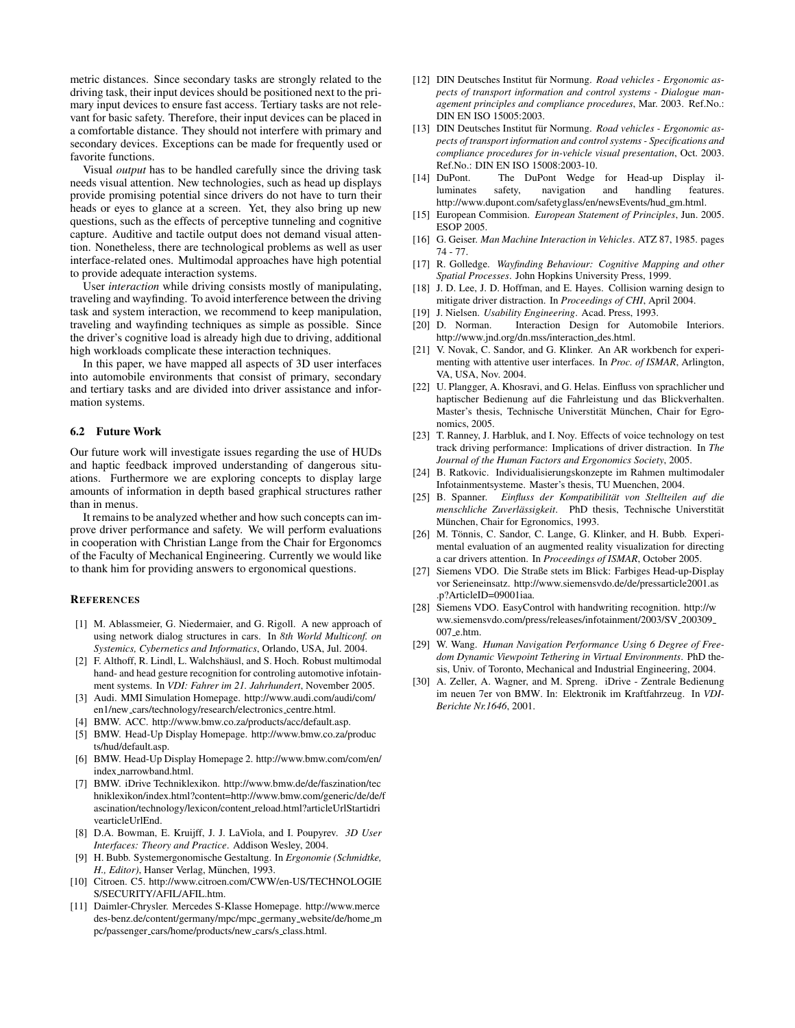metric distances. Since secondary tasks are strongly related to the driving task, their input devices should be positioned next to the primary input devices to ensure fast access. Tertiary tasks are not relevant for basic safety. Therefore, their input devices can be placed in a comfortable distance. They should not interfere with primary and secondary devices. Exceptions can be made for frequently used or favorite functions.

Visual *output* has to be handled carefully since the driving task needs visual attention. New technologies, such as head up displays provide promising potential since drivers do not have to turn their heads or eyes to glance at a screen. Yet, they also bring up new questions, such as the effects of perceptive tunneling and cognitive capture. Auditive and tactile output does not demand visual attention. Nonetheless, there are technological problems as well as user interface-related ones. Multimodal approaches have high potential to provide adequate interaction systems.

User *interaction* while driving consists mostly of manipulating, traveling and wayfinding. To avoid interference between the driving task and system interaction, we recommend to keep manipulation, traveling and wayfinding techniques as simple as possible. Since the driver's cognitive load is already high due to driving, additional high workloads complicate these interaction techniques.

In this paper, we have mapped all aspects of 3D user interfaces into automobile environments that consist of primary, secondary and tertiary tasks and are divided into driver assistance and information systems.

### 6.2 Future Work

Our future work will investigate issues regarding the use of HUDs and haptic feedback improved understanding of dangerous situations. Furthermore we are exploring concepts to display large amounts of information in depth based graphical structures rather than in menus.

It remains to be analyzed whether and how such concepts can improve driver performance and safety. We will perform evaluations in cooperation with Christian Lange from the Chair for Ergonomcs of the Faculty of Mechanical Engineering. Currently we would like to thank him for providing answers to ergonomical questions.

## References

[1] M. Ablassmeier, G. Niedermaier, and G. Rigoll. A new approach of using network dialog structures in cars. In *8th World Multiconf. on Systemics, Cybernetics and Informatics*, Orlando, USA, Jul. 2004.

[2] F. Althoff, R. Lindl, L. Walchshäusl, and S. Hoch. Robust multimodal hand- and head gesture recognition for controling automotive infotainment systems. In *VDI: Fahrer im 21. Jahrhundert*, November 2005.

[3] Audi. MMI Simulation Homepage. http://www.audi.com/audi/com/en1/new_cars/technology/research/electronics_centre.html.

[4] BMW. ACC. http://www.bmw.co.za/products/acc/default.asp.

[5] BMW. Head-Up Display Homepage. http://www.bmw.co.za/products/hud/default.asp.

[6] BMW. Head-Up Display Homepage 2. http://www.bmw.com/com/en/index_narrowband.html.

[7] BMW. iDrive Techniklexikon. http://www.bmw.de/de/faszination/techniklexikon/index.html?content=http://www.bmw.com/generic/de/de/fascination/technology/lexicon/content_reload.html?articleUrlStartidriv earticleUrlEnd.

[8] D.A. Bowman, E. Kruijff, J. J. LaViola, and I. Poupyrev. *3D User Interfaces: Theory and Practice*. Addison Wesley, 2004.

[9] H. Bubb. Systemergonomische Gestaltung. In *Ergonomie (Schmidtke, H., Editor)*, Hanser Verlag, München, 1993.

[10] Citroen. C5. http://www.citroen.com/CWW/en-US/TECHNOLOGIES/SECURITY/AFIL/AFIL.htm.

[11] Daimler-Chrysler. Mercedes S-Klasse Homepage. http://www.mercedes-benz.de/content/germany/mpc/mpc_germany_website/de/home_mpc/passenger_cars/home/products/new_cars/s_class.html.

[12] DIN Deutsches Institut für Normung. *Road vehicles - Ergonomic aspects of transport information and control systems - Dialogue management principles and compliance procedures*, Mar. 2003. Ref.No.: DIN EN ISO 15005:2003.

[13] DIN Deutsches Institut für Normung. *Road vehicles - Ergonomic aspects of transport information and control systems - Specifications and compliance procedures for in-vehicle visual presentation*, Oct. 2003. Ref.No.: DIN EN ISO 15008:2003-10.

[14] DuPont. The DuPont Wedge for Head-up Display illuminates safety, navigation and handling features. http://www.dupont.com/safetyglass/en/newsEvents/hud_gm.html.

[15] European Commision. *European Statement of Principles*, Jun. 2005. ESOP 2005.

[16] G. Geiser. *Man Machine Interaction in Vehicles*. ATZ 87, 1985. pages 74 - 77.

[17] R. Golledge. *Wayfinding Behaviour: Cognitive Mapping and other Spatial Processes*. John Hopkins University Press, 1999.

[18] J. D. Lee, J. D. Hoffman, and E. Hayes. Collision warning design to mitigate driver distraction. In *Proceedings of CHI*, April 2004.

[19] J. Nielsen. *Usability Engineering*. Acad. Press, 1993.

[20] D. Norman. Interaction Design for Automobile Interiors. http://www.jnd.org/dn.mss/interaction_des.html.

[21] V. Novak, C. Sandor, and G. Klinker. An AR workbench for experimenting with attentive user interfaces. In *Proc. of ISMAR*, Arlington, VA, USA, Nov. 2004.

[22] U. Plangger, A. Khosravi, and G. Helas. Einfluss von sprachlicher und haptischer Bedienung auf die Fahrleistung und das Blickverhalten. Master's thesis, Technische Universtität München, Chair for Egronomics, 2005.

[23] T. Ranney, J. Harbluk, and I. Noy. Effects of voice technology on test track driving performance: Implications of driver distraction. In *The Journal of the Human Factors and Ergonomics Society*, 2005.

[24] B. Ratkovic. Individualisierungskonzepte im Rahmen multimodaler Infotainmentsysteme. Master's thesis, TU Muenchen, 2004.

[25] B. Spanner. *Einfluss der Kompatibilität von Stellteilen auf die menschliche Zuverlässigkeit*. PhD thesis, Technische Universtität München, Chair for Egronomics, 1993.

[26] M. Tönnis, C. Sandor, C. Lange, G. Klinker, and H. Bubb. Experimental evaluation of an augmented reality visualization for directing a car drivers attention. In *Proceedings of ISMAR*, October 2005.

[27] Siemens VDO. Die Straße stets im Blick: Farbiges Head-up-Display vor Serieneinsatz. http://www.siemensvdo.de/de/pressarticle2001.as.p?ArticleID=09001iaa.

[28] Siemens VDO. EasyControl with handwriting recognition. http://www.siemensvdo.com/press/releases/infotainment/2003/SV_200309_007_e.htm.

[29] W. Wang. *Human Navigation Performance Using 6 Degree of Freedom Dynamic Viewpoint Tethering in Virtual Environments*. PhD thesis, Univ. of Toronto, Mechanical and Industrial Engineering, 2004.

[30] A. Zeller, A. Wagner, and M. Spreng. iDrive - Zentrale Bedienung im neuen 7er von BMW. In: Elektronik im Kraftfahrzeug. In *VDI-Berichte Nr.1646*, 2001.